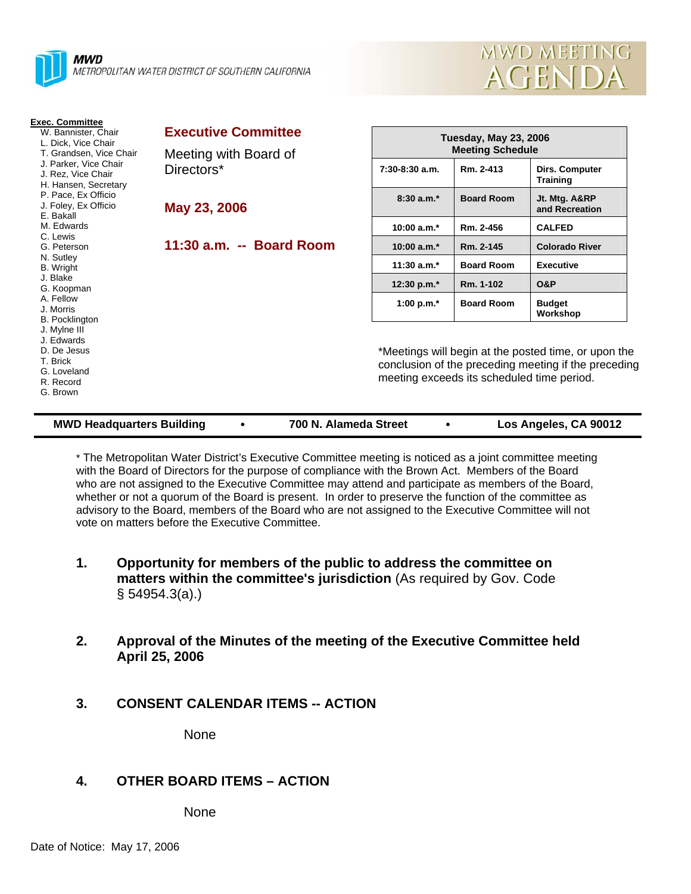**MWD**
*METROPOLITAN WATER DISTRICT OF SOUTHERN CALIFORNIA*

# MWD MEETING AGENDA

**Exec. Committee**
- W. Bannister, Chair
- L. Dick, Vice Chair
- T. Grandsen, Vice Chair
- J. Parker, Vice Chair
- J. Rez, Vice Chair
- H. Hansen, Secretary
- P. Pace, Ex Officio
- J. Foley, Ex Officio
- E. Bakall
- M. Edwards
- C. Lewis
- G. Peterson
- N. Sutley
- B. Wright
- J. Blake
- G. Koopman
- A. Fellow
- J. Morris
- B. Pocklington
- J. Mylne III
- J. Edwards
- D. De Jesus
- T. Brick
- G. Loveland
- R. Record
- G. Brown

## Executive Committee

Meeting with Board of Directors*

**May 23, 2006**

**11:30 a.m. -- Board Room**

| Tuesday, May 23, 2006 Meeting Schedule | | |
|---|---|---|
| 7:30-8:30 a.m. | Rm. 2-413 | Dirs. Computer Training |
| 8:30 a.m.* | Board Room | Jt. Mtg. A&RP and Recreation |
| 10:00 a.m.* | Rm. 2-456 | CALFED |
| 10:00 a.m.* | Rm. 2-145 | Colorado River |
| 11:30 a.m.* | Board Room | Executive |
| 12:30 p.m.* | Rm. 1-102 | O&P |
| 1:00 p.m.* | Board Room | Budget Workshop |

*Meetings will begin at the posted time, or upon the conclusion of the preceding meeting if the preceding meeting exceeds its scheduled time period.

**MWD Headquarters Building • 700 N. Alameda Street • Los Angeles, CA 90012**

* The Metropolitan Water District's Executive Committee meeting is noticed as a joint committee meeting with the Board of Directors for the purpose of compliance with the Brown Act. Members of the Board who are not assigned to the Executive Committee may attend and participate as members of the Board, whether or not a quorum of the Board is present. In order to preserve the function of the committee as advisory to the Board, members of the Board who are not assigned to the Executive Committee will not vote on matters before the Executive Committee.

1. **Opportunity for members of the public to address the committee on matters within the committee's jurisdiction** (As required by Gov. Code § 54954.3(a).)

2. **Approval of the Minutes of the meeting of the Executive Committee held April 25, 2006**

3. **CONSENT CALENDAR ITEMS -- ACTION**

   None

4. **OTHER BOARD ITEMS – ACTION**

   None

Date of Notice: May 17, 2006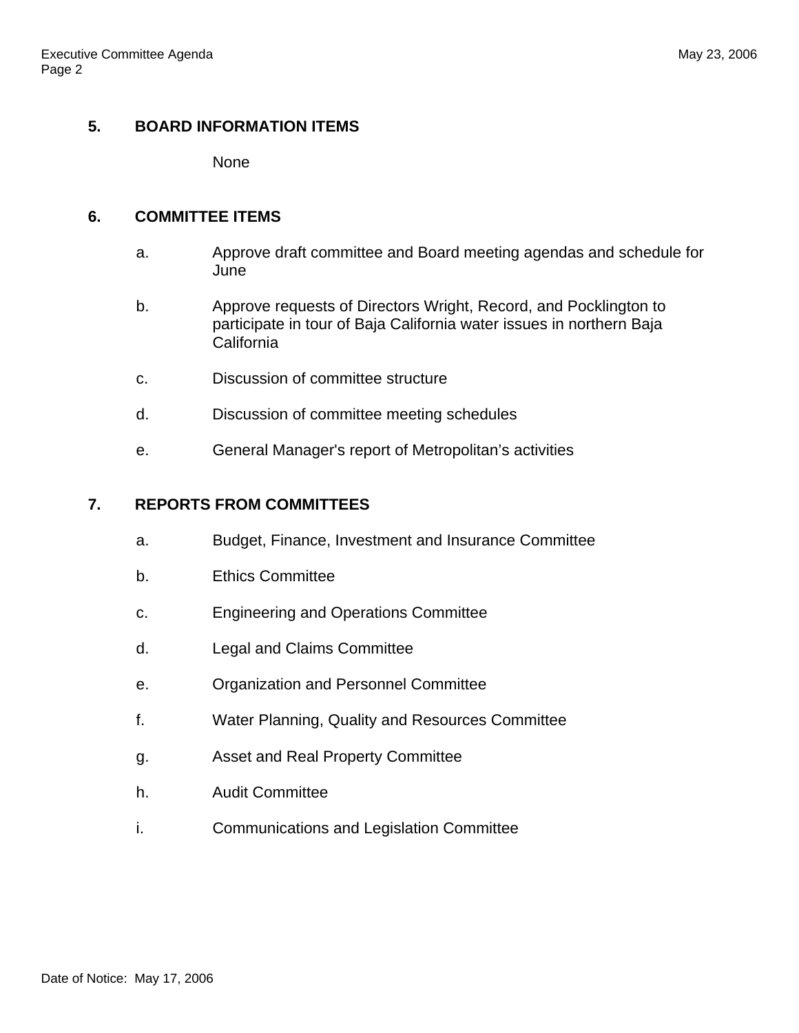## 5. BOARD INFORMATION ITEMS

None

## 6. COMMITTEE ITEMS

a. Approve draft committee and Board meeting agendas and schedule for June

b. Approve requests of Directors Wright, Record, and Pocklington to participate in tour of Baja California water issues in northern Baja California

c. Discussion of committee structure

d. Discussion of committee meeting schedules

e. General Manager's report of Metropolitan's activities

## 7. REPORTS FROM COMMITTEES

a. Budget, Finance, Investment and Insurance Committee

b. Ethics Committee

c. Engineering and Operations Committee

d. Legal and Claims Committee

e. Organization and Personnel Committee

f. Water Planning, Quality and Resources Committee

g. Asset and Real Property Committee

h. Audit Committee

i. Communications and Legislation Committee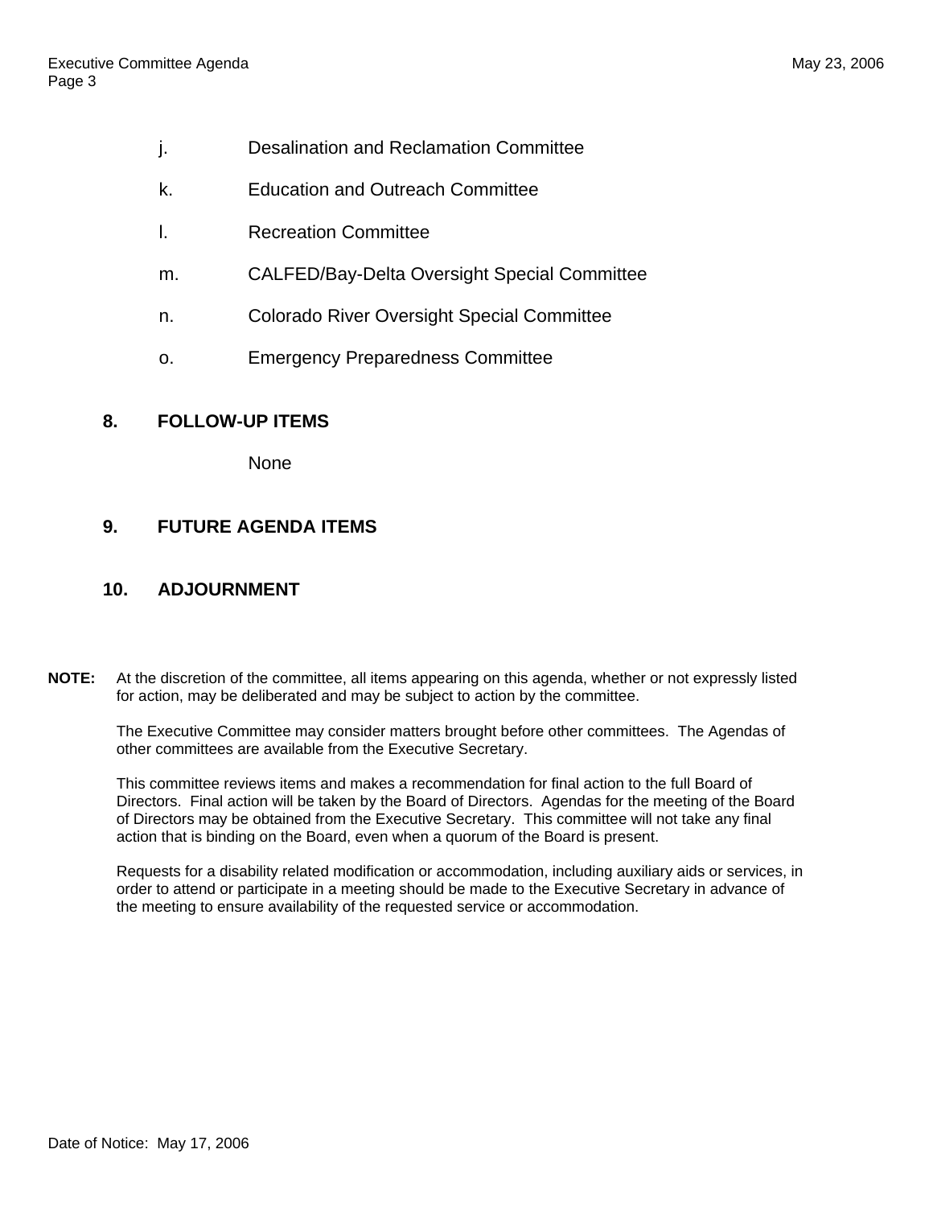j. Desalination and Reclamation Committee

k. Education and Outreach Committee

l. Recreation Committee

m. CALFED/Bay-Delta Oversight Special Committee

n. Colorado River Oversight Special Committee

o. Emergency Preparedness Committee

**8. FOLLOW-UP ITEMS**

None

**9. FUTURE AGENDA ITEMS**

**10. ADJOURNMENT**

**NOTE:** At the discretion of the committee, all items appearing on this agenda, whether or not expressly listed for action, may be deliberated and may be subject to action by the committee.

The Executive Committee may consider matters brought before other committees. The Agendas of other committees are available from the Executive Secretary.

This committee reviews items and makes a recommendation for final action to the full Board of Directors. Final action will be taken by the Board of Directors. Agendas for the meeting of the Board of Directors may be obtained from the Executive Secretary. This committee will not take any final action that is binding on the Board, even when a quorum of the Board is present.

Requests for a disability related modification or accommodation, including auxiliary aids or services, in order to attend or participate in a meeting should be made to the Executive Secretary in advance of the meeting to ensure availability of the requested service or accommodation.

Date of Notice: May 17, 2006